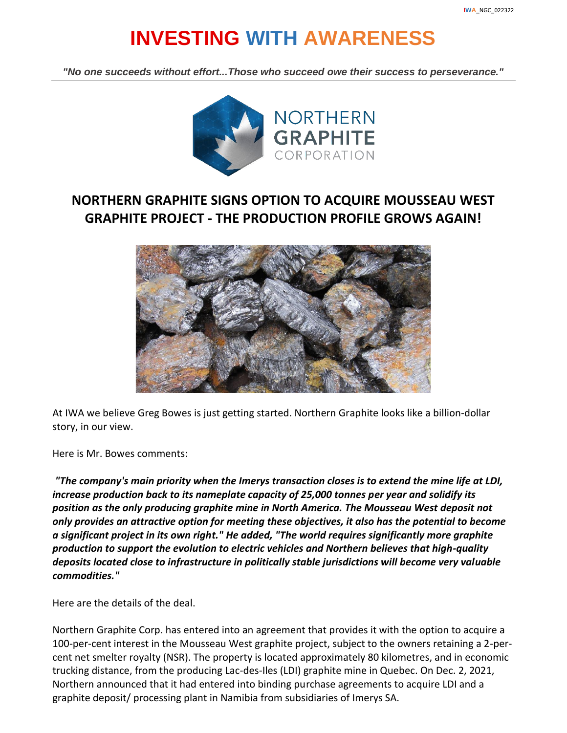# INVESTING WITH AWARENESS

***"No one succeeds without effort...Those who succeed owe their success to perseverance."***

NORTHERN GRAPHITE CORPORATION

## NORTHERN GRAPHITE SIGNS OPTION TO ACQUIRE MOUSSEAU WEST GRAPHITE PROJECT - THE PRODUCTION PROFILE GROWS AGAIN!

At IWA we believe Greg Bowes is just getting started. Northern Graphite looks like a billion-dollar story, in our view.

Here is Mr. Bowes comments:

***"The company's main priority when the Imerys transaction closes is to extend the mine life at LDI, increase production back to its nameplate capacity of 25,000 tonnes per year and solidify its position as the only producing graphite mine in North America. The Mousseau West deposit not only provides an attractive option for meeting these objectives, it also has the potential to become a significant project in its own right." He added, "The world requires significantly more graphite production to support the evolution to electric vehicles and Northern believes that high-quality deposits located close to infrastructure in politically stable jurisdictions will become very valuable commodities."***

Here are the details of the deal.

Northern Graphite Corp. has entered into an agreement that provides it with the option to acquire a 100-per-cent interest in the Mousseau West graphite project, subject to the owners retaining a 2-per-cent net smelter royalty (NSR). The property is located approximately 80 kilometres, and in economic trucking distance, from the producing Lac-des-Iles (LDI) graphite mine in Quebec. On Dec. 2, 2021, Northern announced that it had entered into binding purchase agreements to acquire LDI and a graphite deposit/ processing plant in Namibia from subsidiaries of Imerys SA.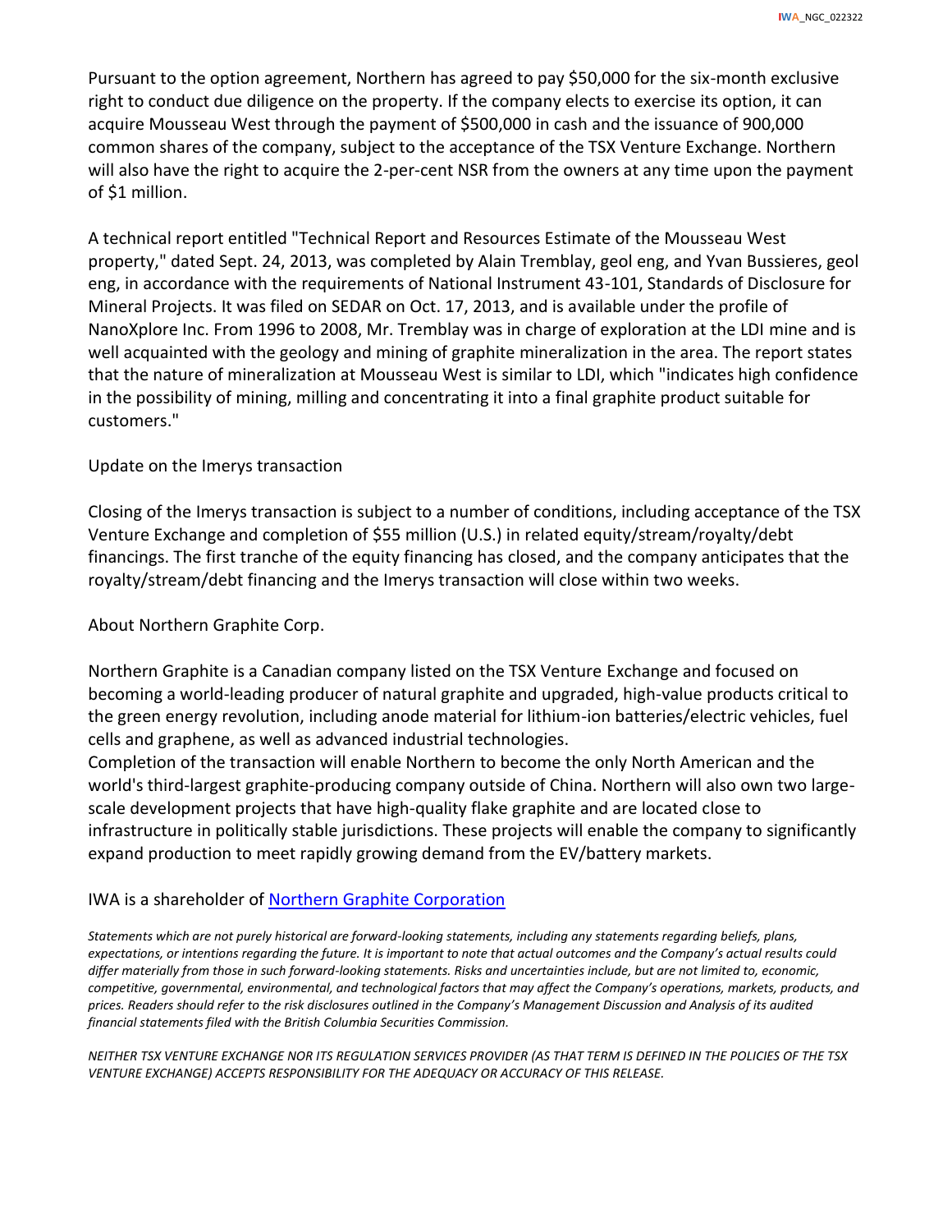Pursuant to the option agreement, Northern has agreed to pay $50,000 for the six-month exclusive right to conduct due diligence on the property. If the company elects to exercise its option, it can acquire Mousseau West through the payment of $500,000 in cash and the issuance of 900,000 common shares of the company, subject to the acceptance of the TSX Venture Exchange. Northern will also have the right to acquire the 2-per-cent NSR from the owners at any time upon the payment of $1 million.

A technical report entitled "Technical Report and Resources Estimate of the Mousseau West property," dated Sept. 24, 2013, was completed by Alain Tremblay, geol eng, and Yvan Bussieres, geol eng, in accordance with the requirements of National Instrument 43-101, Standards of Disclosure for Mineral Projects. It was filed on SEDAR on Oct. 17, 2013, and is available under the profile of NanoXplore Inc. From 1996 to 2008, Mr. Tremblay was in charge of exploration at the LDI mine and is well acquainted with the geology and mining of graphite mineralization in the area. The report states that the nature of mineralization at Mousseau West is similar to LDI, which "indicates high confidence in the possibility of mining, milling and concentrating it into a final graphite product suitable for customers."

Update on the Imerys transaction

Closing of the Imerys transaction is subject to a number of conditions, including acceptance of the TSX Venture Exchange and completion of $55 million (U.S.) in related equity/stream/royalty/debt financings. The first tranche of the equity financing has closed, and the company anticipates that the royalty/stream/debt financing and the Imerys transaction will close within two weeks.

About Northern Graphite Corp.

Northern Graphite is a Canadian company listed on the TSX Venture Exchange and focused on becoming a world-leading producer of natural graphite and upgraded, high-value products critical to the green energy revolution, including anode material for lithium-ion batteries/electric vehicles, fuel cells and graphene, as well as advanced industrial technologies.
Completion of the transaction will enable Northern to become the only North American and the world's third-largest graphite-producing company outside of China. Northern will also own two large-scale development projects that have high-quality flake graphite and are located close to infrastructure in politically stable jurisdictions. These projects will enable the company to significantly expand production to meet rapidly growing demand from the EV/battery markets.

IWA is a shareholder of Northern Graphite Corporation

*Statements which are not purely historical are forward-looking statements, including any statements regarding beliefs, plans, expectations, or intentions regarding the future. It is important to note that actual outcomes and the Company's actual results could differ materially from those in such forward-looking statements. Risks and uncertainties include, but are not limited to, economic, competitive, governmental, environmental, and technological factors that may affect the Company's operations, markets, products, and prices. Readers should refer to the risk disclosures outlined in the Company's Management Discussion and Analysis of its audited financial statements filed with the British Columbia Securities Commission.*

*NEITHER TSX VENTURE EXCHANGE NOR ITS REGULATION SERVICES PROVIDER (AS THAT TERM IS DEFINED IN THE POLICIES OF THE TSX VENTURE EXCHANGE) ACCEPTS RESPONSIBILITY FOR THE ADEQUACY OR ACCURACY OF THIS RELEASE.*